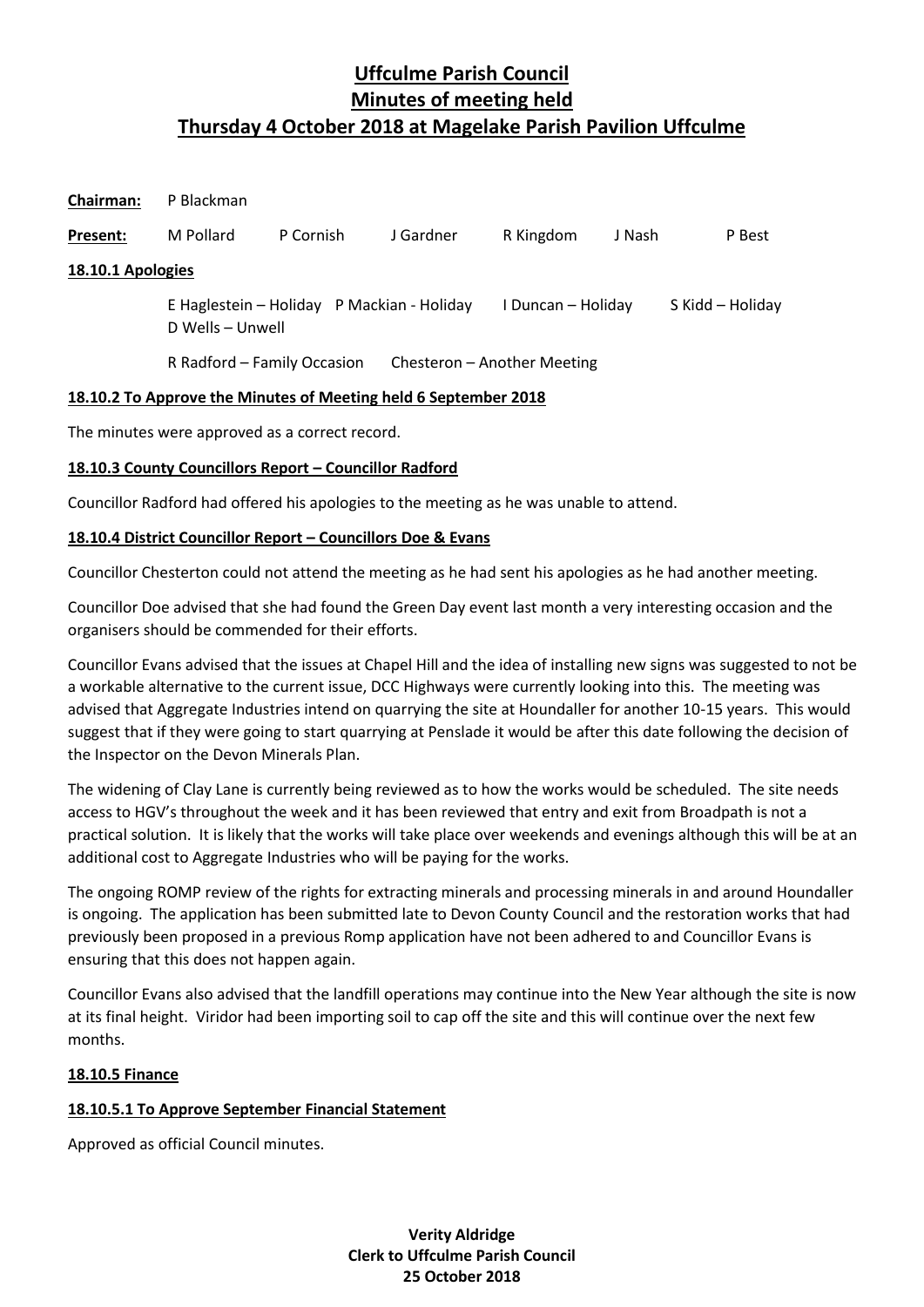# Uffculme Parish Council
# Minutes of meeting held
# Thursday 4 October 2018 at Magelake Parish Pavilion Uffculme

**Chairman:** P Blackman

**Present:** M Pollard, P Cornish, J Gardner, R Kingdom, J Nash, P Best

### 18.10.1 Apologies

E Haglestein – Holiday, P Mackian - Holiday, I Duncan – Holiday, S Kidd – Holiday, D Wells – Unwell

R Radford – Family Occasion, Chesteron – Another Meeting

### 18.10.2 To Approve the Minutes of Meeting held 6 September 2018

The minutes were approved as a correct record.

### 18.10.3 County Councillors Report – Councillor Radford

Councillor Radford had offered his apologies to the meeting as he was unable to attend.

### 18.10.4 District Councillor Report – Councillors Doe & Evans

Councillor Chesterton could not attend the meeting as he had sent his apologies as he had another meeting.

Councillor Doe advised that she had found the Green Day event last month a very interesting occasion and the organisers should be commended for their efforts.

Councillor Evans advised that the issues at Chapel Hill and the idea of installing new signs was suggested to not be a workable alternative to the current issue, DCC Highways were currently looking into this. The meeting was advised that Aggregate Industries intend on quarrying the site at Houndaller for another 10-15 years. This would suggest that if they were going to start quarrying at Penslade it would be after this date following the decision of the Inspector on the Devon Minerals Plan.

The widening of Clay Lane is currently being reviewed as to how the works would be scheduled. The site needs access to HGV's throughout the week and it has been reviewed that entry and exit from Broadpath is not a practical solution. It is likely that the works will take place over weekends and evenings although this will be at an additional cost to Aggregate Industries who will be paying for the works.

The ongoing ROMP review of the rights for extracting minerals and processing minerals in and around Houndaller is ongoing. The application has been submitted late to Devon County Council and the restoration works that had previously been proposed in a previous Romp application have not been adhered to and Councillor Evans is ensuring that this does not happen again.

Councillor Evans also advised that the landfill operations may continue into the New Year although the site is now at its final height. Viridor had been importing soil to cap off the site and this will continue over the next few months.

### 18.10.5 Finance

#### 18.10.5.1 To Approve September Financial Statement

Approved as official Council minutes.

**Verity Aldridge**
**Clerk to Uffculme Parish Council**
**25 October 2018**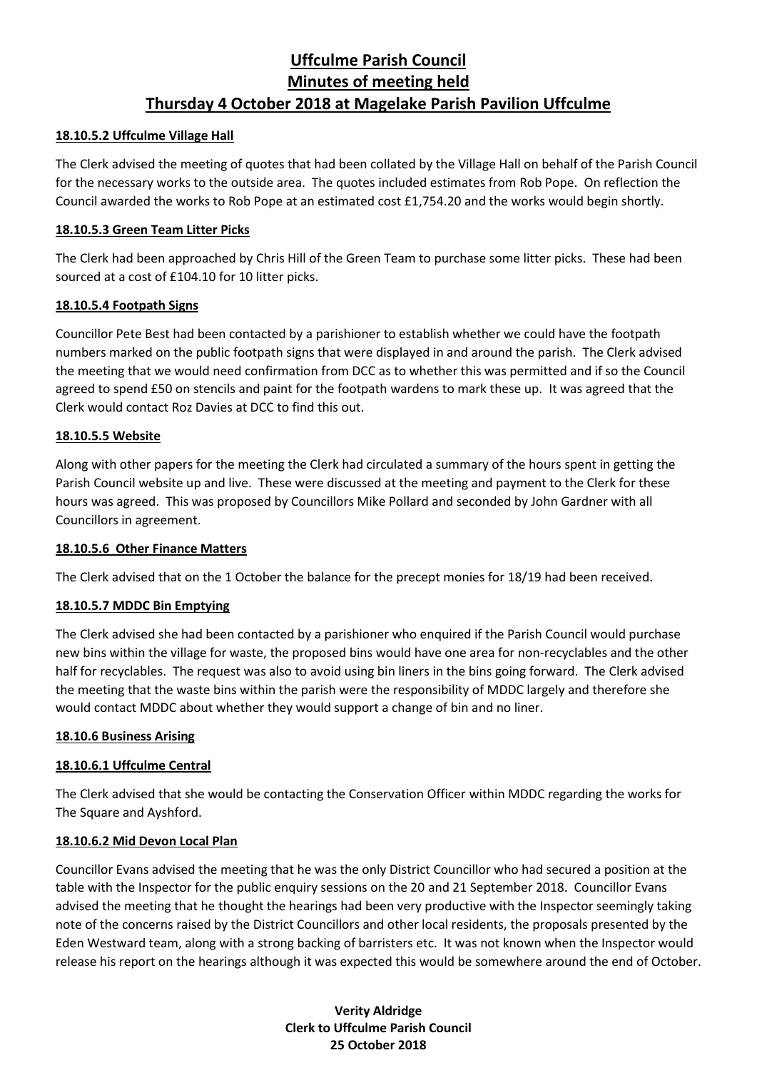# Uffculme Parish Council
# Minutes of meeting held
# Thursday 4 October 2018 at Magelake Parish Pavilion Uffculme

**18.10.5.2 Uffculme Village Hall**

The Clerk advised the meeting of quotes that had been collated by the Village Hall on behalf of the Parish Council for the necessary works to the outside area. The quotes included estimates from Rob Pope. On reflection the Council awarded the works to Rob Pope at an estimated cost £1,754.20 and the works would begin shortly.

**18.10.5.3 Green Team Litter Picks**

The Clerk had been approached by Chris Hill of the Green Team to purchase some litter picks. These had been sourced at a cost of £104.10 for 10 litter picks.

**18.10.5.4 Footpath Signs**

Councillor Pete Best had been contacted by a parishioner to establish whether we could have the footpath numbers marked on the public footpath signs that were displayed in and around the parish. The Clerk advised the meeting that we would need confirmation from DCC as to whether this was permitted and if so the Council agreed to spend £50 on stencils and paint for the footpath wardens to mark these up. It was agreed that the Clerk would contact Roz Davies at DCC to find this out.

**18.10.5.5 Website**

Along with other papers for the meeting the Clerk had circulated a summary of the hours spent in getting the Parish Council website up and live. These were discussed at the meeting and payment to the Clerk for these hours was agreed. This was proposed by Councillors Mike Pollard and seconded by John Gardner with all Councillors in agreement.

**18.10.5.6 Other Finance Matters**

The Clerk advised that on the 1 October the balance for the precept monies for 18/19 had been received.

**18.10.5.7 MDDC Bin Emptying**

The Clerk advised she had been contacted by a parishioner who enquired if the Parish Council would purchase new bins within the village for waste, the proposed bins would have one area for non-recyclables and the other half for recyclables. The request was also to avoid using bin liners in the bins going forward. The Clerk advised the meeting that the waste bins within the parish were the responsibility of MDDC largely and therefore she would contact MDDC about whether they would support a change of bin and no liner.

**18.10.6 Business Arising**

**18.10.6.1 Uffculme Central**

The Clerk advised that she would be contacting the Conservation Officer within MDDC regarding the works for The Square and Ayshford.

**18.10.6.2 Mid Devon Local Plan**

Councillor Evans advised the meeting that he was the only District Councillor who had secured a position at the table with the Inspector for the public enquiry sessions on the 20 and 21 September 2018. Councillor Evans advised the meeting that he thought the hearings had been very productive with the Inspector seemingly taking note of the concerns raised by the District Councillors and other local residents, the proposals presented by the Eden Westward team, along with a strong backing of barristers etc. It was not known when the Inspector would release his report on the hearings although it was expected this would be somewhere around the end of October.

**Verity Aldridge**
**Clerk to Uffculme Parish Council**
**25 October 2018**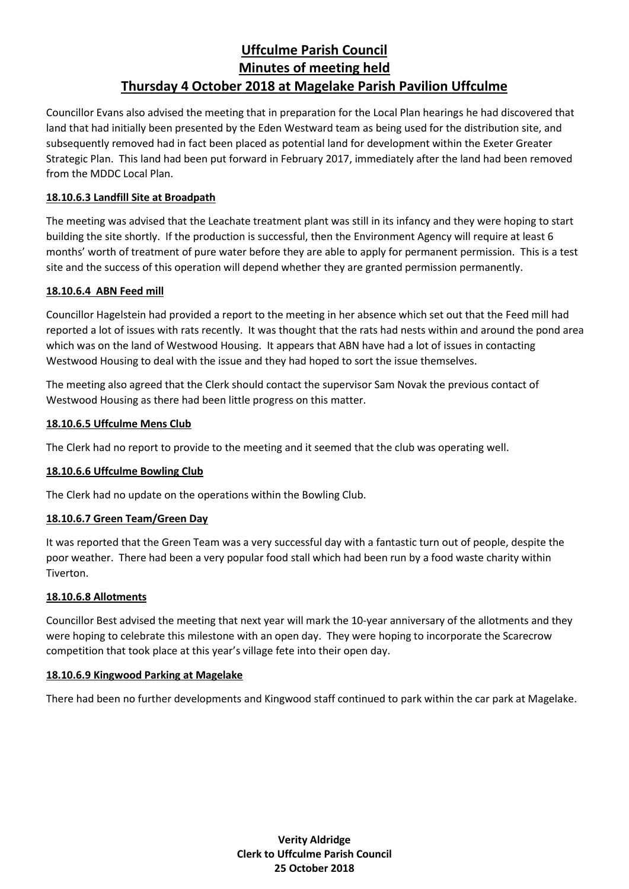# Uffculme Parish Council
# Minutes of meeting held
# Thursday 4 October 2018 at Magelake Parish Pavilion Uffculme

Councillor Evans also advised the meeting that in preparation for the Local Plan hearings he had discovered that land that had initially been presented by the Eden Westward team as being used for the distribution site, and subsequently removed had in fact been placed as potential land for development within the Exeter Greater Strategic Plan. This land had been put forward in February 2017, immediately after the land had been removed from the MDDC Local Plan.

**18.10.6.3 Landfill Site at Broadpath**

The meeting was advised that the Leachate treatment plant was still in its infancy and they were hoping to start building the site shortly. If the production is successful, then the Environment Agency will require at least 6 months' worth of treatment of pure water before they are able to apply for permanent permission. This is a test site and the success of this operation will depend whether they are granted permission permanently.

**18.10.6.4 ABN Feed mill**

Councillor Hagelstein had provided a report to the meeting in her absence which set out that the Feed mill had reported a lot of issues with rats recently. It was thought that the rats had nests within and around the pond area which was on the land of Westwood Housing. It appears that ABN have had a lot of issues in contacting Westwood Housing to deal with the issue and they had hoped to sort the issue themselves.

The meeting also agreed that the Clerk should contact the supervisor Sam Novak the previous contact of Westwood Housing as there had been little progress on this matter.

**18.10.6.5 Uffculme Mens Club**

The Clerk had no report to provide to the meeting and it seemed that the club was operating well.

**18.10.6.6 Uffculme Bowling Club**

The Clerk had no update on the operations within the Bowling Club.

**18.10.6.7 Green Team/Green Day**

It was reported that the Green Team was a very successful day with a fantastic turn out of people, despite the poor weather. There had been a very popular food stall which had been run by a food waste charity within Tiverton.

**18.10.6.8 Allotments**

Councillor Best advised the meeting that next year will mark the 10-year anniversary of the allotments and they were hoping to celebrate this milestone with an open day. They were hoping to incorporate the Scarecrow competition that took place at this year's village fete into their open day.

**18.10.6.9 Kingwood Parking at Magelake**

There had been no further developments and Kingwood staff continued to park within the car park at Magelake.

**Verity Aldridge**
**Clerk to Uffculme Parish Council**
**25 October 2018**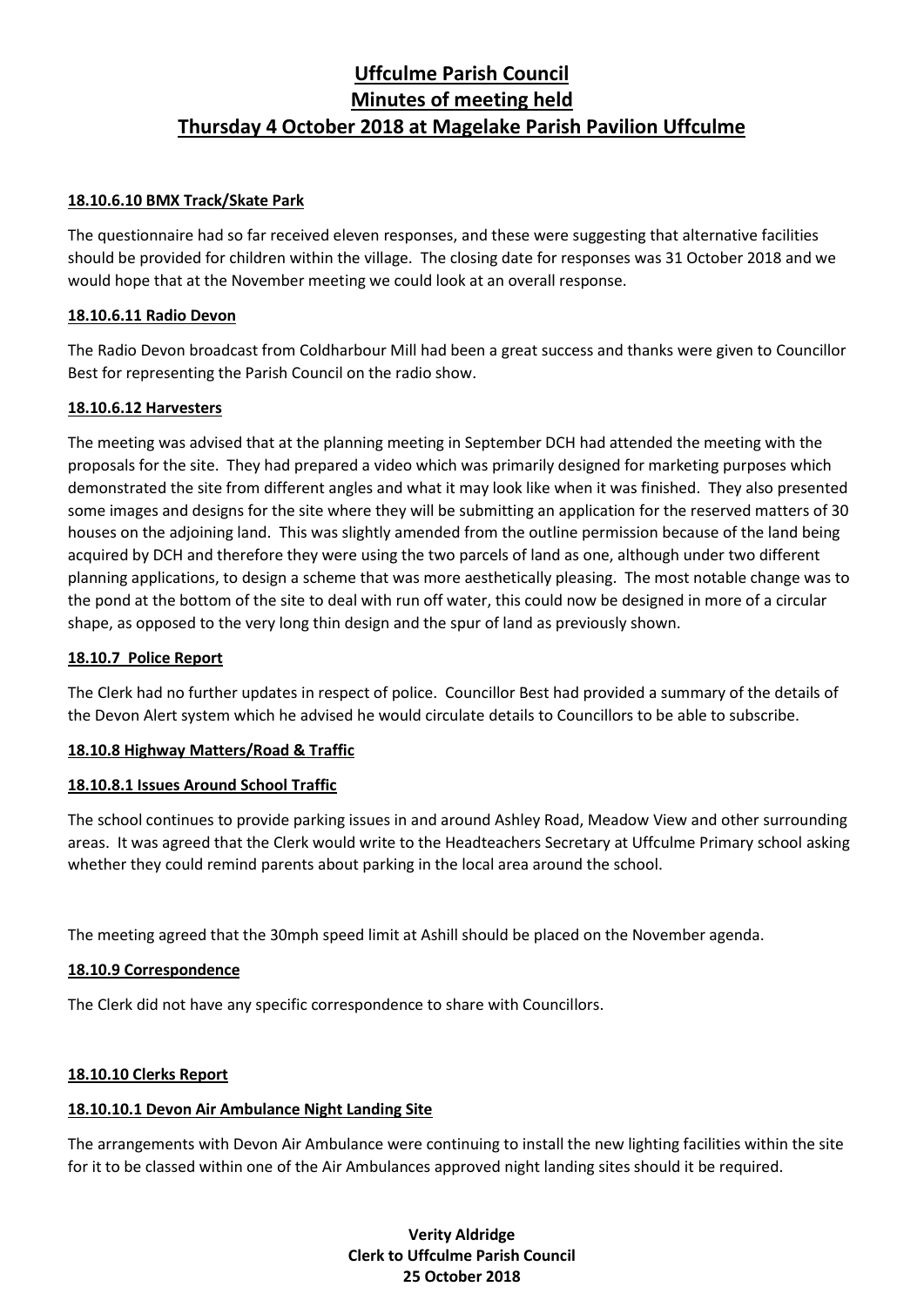# Uffculme Parish Council
# Minutes of meeting held
# Thursday 4 October 2018 at Magelake Parish Pavilion Uffculme

**18.10.6.10 BMX Track/Skate Park**

The questionnaire had so far received eleven responses, and these were suggesting that alternative facilities should be provided for children within the village. The closing date for responses was 31 October 2018 and we would hope that at the November meeting we could look at an overall response.

**18.10.6.11 Radio Devon**

The Radio Devon broadcast from Coldharbour Mill had been a great success and thanks were given to Councillor Best for representing the Parish Council on the radio show.

**18.10.6.12 Harvesters**

The meeting was advised that at the planning meeting in September DCH had attended the meeting with the proposals for the site. They had prepared a video which was primarily designed for marketing purposes which demonstrated the site from different angles and what it may look like when it was finished. They also presented some images and designs for the site where they will be submitting an application for the reserved matters of 30 houses on the adjoining land. This was slightly amended from the outline permission because of the land being acquired by DCH and therefore they were using the two parcels of land as one, although under two different planning applications, to design a scheme that was more aesthetically pleasing. The most notable change was to the pond at the bottom of the site to deal with run off water, this could now be designed in more of a circular shape, as opposed to the very long thin design and the spur of land as previously shown.

**18.10.7 Police Report**

The Clerk had no further updates in respect of police. Councillor Best had provided a summary of the details of the Devon Alert system which he advised he would circulate details to Councillors to be able to subscribe.

**18.10.8 Highway Matters/Road & Traffic**

**18.10.8.1 Issues Around School Traffic**

The school continues to provide parking issues in and around Ashley Road, Meadow View and other surrounding areas. It was agreed that the Clerk would write to the Headteachers Secretary at Uffculme Primary school asking whether they could remind parents about parking in the local area around the school.

The meeting agreed that the 30mph speed limit at Ashill should be placed on the November agenda.

**18.10.9 Correspondence**

The Clerk did not have any specific correspondence to share with Councillors.

**18.10.10 Clerks Report**

**18.10.10.1 Devon Air Ambulance Night Landing Site**

The arrangements with Devon Air Ambulance were continuing to install the new lighting facilities within the site for it to be classed within one of the Air Ambulances approved night landing sites should it be required.

**Verity Aldridge**
**Clerk to Uffculme Parish Council**
**25 October 2018**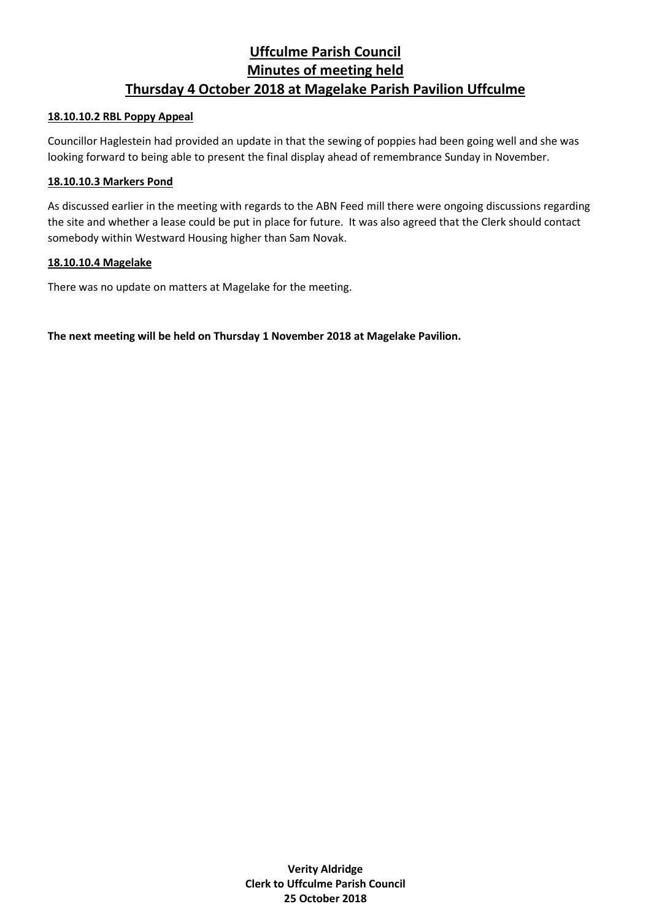# Uffculme Parish Council
## Minutes of meeting held
## Thursday 4 October 2018 at Magelake Parish Pavilion Uffculme

### 18.10.10.2 RBL Poppy Appeal

Councillor Haglestein had provided an update in that the sewing of poppies had been going well and she was looking forward to being able to present the final display ahead of remembrance Sunday in November.

### 18.10.10.3 Markers Pond

As discussed earlier in the meeting with regards to the ABN Feed mill there were ongoing discussions regarding the site and whether a lease could be put in place for future. It was also agreed that the Clerk should contact somebody within Westward Housing higher than Sam Novak.

### 18.10.10.4 Magelake

There was no update on matters at Magelake for the meeting.

**The next meeting will be held on Thursday 1 November 2018 at Magelake Pavilion.**

**Verity Aldridge**
**Clerk to Uffculme Parish Council**
**25 October 2018**